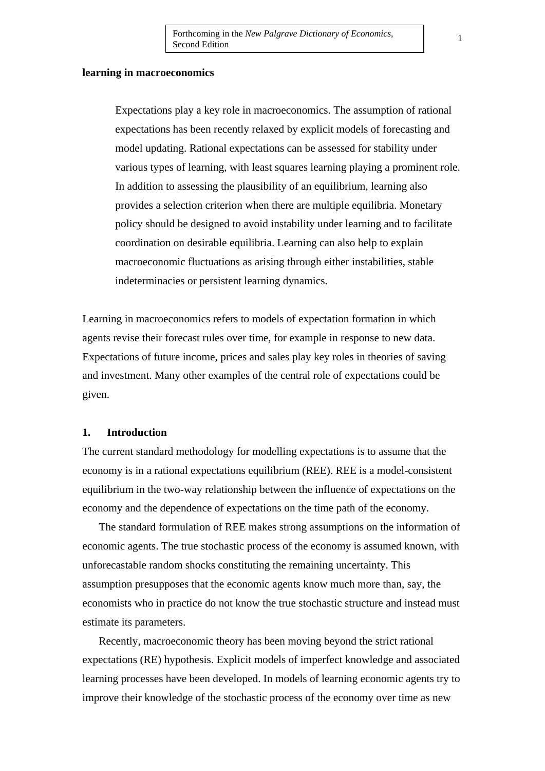Forthcoming in the *New Palgrave Dictionary of Economics*, Second Edition

**learning in macroeconomics**

> Expectations play a key role in macroeconomics. The assumption of rational expectations has been recently relaxed by explicit models of forecasting and model updating. Rational expectations can be assessed for stability under various types of learning, with least squares learning playing a prominent role. In addition to assessing the plausibility of an equilibrium, learning also provides a selection criterion when there are multiple equilibria. Monetary policy should be designed to avoid instability under learning and to facilitate coordination on desirable equilibria. Learning can also help to explain macroeconomic fluctuations as arising through either instabilities, stable indeterminacies or persistent learning dynamics.

Learning in macroeconomics refers to models of expectation formation in which agents revise their forecast rules over time, for example in response to new data. Expectations of future income, prices and sales play key roles in theories of saving and investment. Many other examples of the central role of expectations could be given.

## 1. Introduction

The current standard methodology for modelling expectations is to assume that the economy is in a rational expectations equilibrium (REE). REE is a model-consistent equilibrium in the two-way relationship between the influence of expectations on the economy and the dependence of expectations on the time path of the economy.

The standard formulation of REE makes strong assumptions on the information of economic agents. The true stochastic process of the economy is assumed known, with unforecastable random shocks constituting the remaining uncertainty. This assumption presupposes that the economic agents know much more than, say, the economists who in practice do not know the true stochastic structure and instead must estimate its parameters.

Recently, macroeconomic theory has been moving beyond the strict rational expectations (RE) hypothesis. Explicit models of imperfect knowledge and associated learning processes have been developed. In models of learning economic agents try to improve their knowledge of the stochastic process of the economy over time as new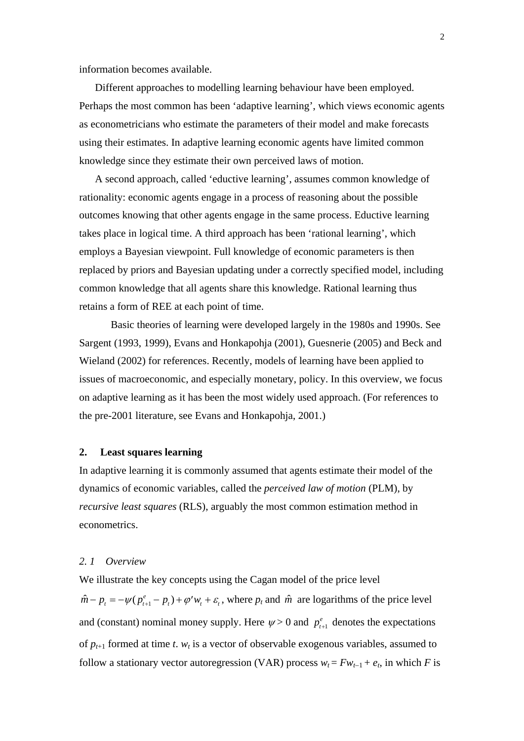information becomes available.

Different approaches to modelling learning behaviour have been employed. Perhaps the most common has been ‘adaptive learning’, which views economic agents as econometricians who estimate the parameters of their model and make forecasts using their estimates. In adaptive learning economic agents have limited common knowledge since they estimate their own perceived laws of motion.

A second approach, called ‘eductive learning’, assumes common knowledge of rationality: economic agents engage in a process of reasoning about the possible outcomes knowing that other agents engage in the same process. Eductive learning takes place in logical time. A third approach has been ‘rational learning’, which employs a Bayesian viewpoint. Full knowledge of economic parameters is then replaced by priors and Bayesian updating under a correctly specified model, including common knowledge that all agents share this knowledge. Rational learning thus retains a form of REE at each point of time.

Basic theories of learning were developed largely in the 1980s and 1990s. See Sargent (1993, 1999), Evans and Honkapohja (2001), Guesnerie (2005) and Beck and Wieland (2002) for references. Recently, models of learning have been applied to issues of macroeconomic, and especially monetary, policy. In this overview, we focus on adaptive learning as it has been the most widely used approach. (For references to the pre-2001 literature, see Evans and Honkapohja, 2001.)

## 2. Least squares learning

In adaptive learning it is commonly assumed that agents estimate their model of the dynamics of economic variables, called the *perceived law of motion* (PLM), by *recursive least squares* (RLS), arguably the most common estimation method in econometrics.

### *2. 1 Overview*

We illustrate the key concepts using the Cagan model of the price level $\hat{m} - p_t = -\psi(p^e_{t+1} - p_t) + \varphi' w_t + \varepsilon_t$, where $p_t$ and $\hat{m}$ are logarithms of the price level and (constant) nominal money supply. Here $\psi > 0$ and $p^e_{t+1}$ denotes the expectations of $p_{t+1}$ formed at time $t$. $w_t$ is a vector of observable exogenous variables, assumed to follow a stationary vector autoregression (VAR) process $w_t = Fw_{t-1} + e_t$, in which $F$ is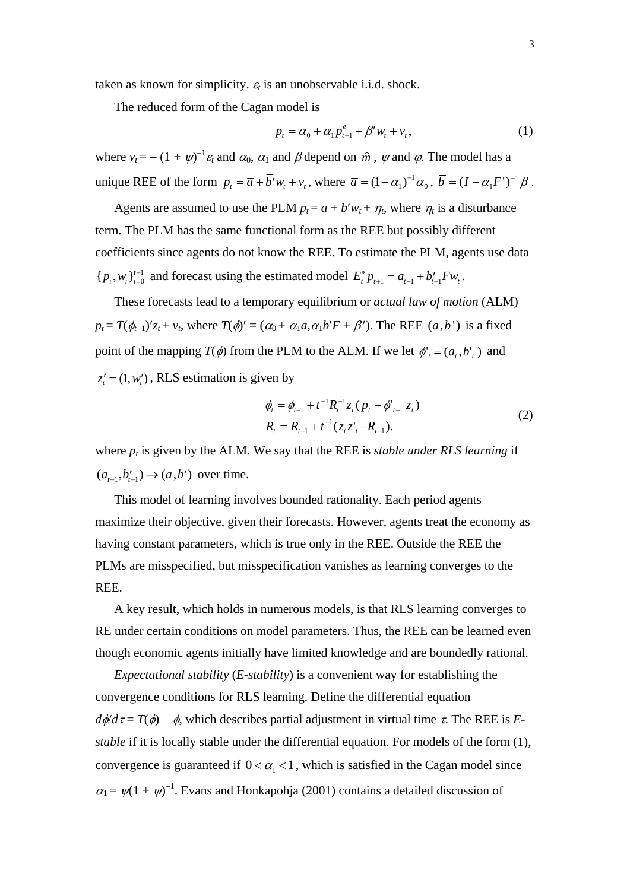taken as known for simplicity. $\varepsilon_t$ is an unobservable i.i.d. shock.

The reduced form of the Cagan model is

$$p_t = \alpha_0 + \alpha_1 p^e_{t+1} + \beta' w_t + v_t, \tag{1}$$

where $v_t = -(1+\psi)^{-1}\varepsilon_t$ and $\alpha_0$, $\alpha_1$ and $\beta$ depend on $\hat{m}$, $\psi$ and $\varphi$. The model has a unique REE of the form $p_t = \bar{a} + \bar{b}' w_t + v_t$, where $\bar{a} = (1-\alpha_1)^{-1}\alpha_0$, $\bar{b} = (I - \alpha_1 F')^{-1}\beta$.

Agents are assumed to use the PLM $p_t = a + b'w_t + \eta_t$, where $\eta_t$ is a disturbance term. The PLM has the same functional form as the REE but possibly different coefficients since agents do not know the REE. To estimate the PLM, agents use data $\{p_i, w_i\}_{i=0}^{t-1}$ and forecast using the estimated model $E^*_t p_{t+1} = a_{t-1} + b'_{t-1} F w_t$.

These forecasts lead to a temporary equilibrium or *actual law of motion* (ALM) $p_t = T(\phi_{t-1})' z_t + v_t$, where $T(\phi)' = (\alpha_0 + \alpha_1 a, \alpha_1 b' F + \beta')$. The REE $(\bar{a}, \bar{b}')$ is a fixed point of the mapping $T(\phi)$ from the PLM to the ALM. If we let $\phi'_t = (a_t, b'_t)$ and $z'_t = (1, w'_t)$, RLS estimation is given by

$$\begin{aligned} \phi_t &= \phi_{t-1} + t^{-1} R_t^{-1} z_t (p_t - \phi'_{t-1} z_t) \\ R_t &= R_{t-1} + t^{-1}(z_t z'_t - R_{t-1}). \end{aligned} \tag{2}$$

where $p_t$ is given by the ALM. We say that the REE is *stable under RLS learning* if $(a_{t-1}, b'_{t-1}) \to (\bar{a}, \bar{b}')$ over time.

This model of learning involves bounded rationality. Each period agents maximize their objective, given their forecasts. However, agents treat the economy as having constant parameters, which is true only in the REE. Outside the REE the PLMs are misspecified, but misspecification vanishes as learning converges to the REE.

A key result, which holds in numerous models, is that RLS learning converges to RE under certain conditions on model parameters. Thus, the REE can be learned even though economic agents initially have limited knowledge and are boundedly rational.

*Expectational stability* (*E-stability*) is a convenient way for establishing the convergence conditions for RLS learning. Define the differential equation $d\phi/d\tau = T(\phi) - \phi$, which describes partial adjustment in virtual time $\tau$. The REE is *E-stable* if it is locally stable under the differential equation. For models of the form (1), convergence is guaranteed if $0 < \alpha_1 < 1$, which is satisfied in the Cagan model since $\alpha_1 = \psi(1+\psi)^{-1}$. Evans and Honkapohja (2001) contains a detailed discussion of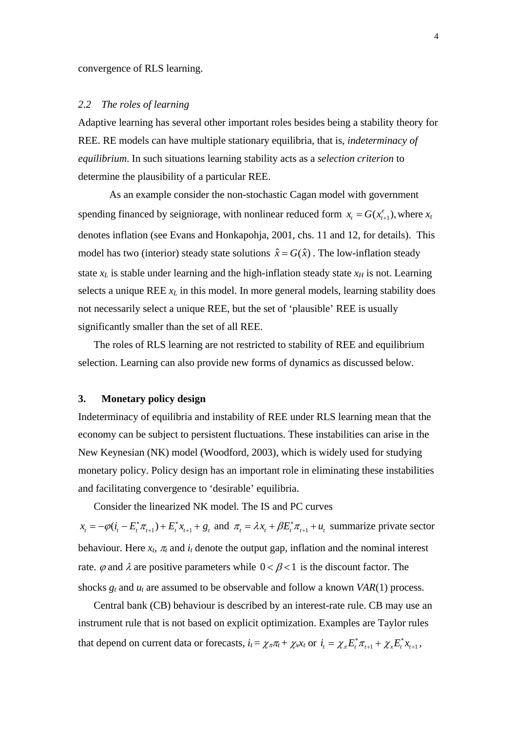convergence of RLS learning.

### *2.2 The roles of learning*

Adaptive learning has several other important roles besides being a stability theory for REE. RE models can have multiple stationary equilibria, that is, *indeterminacy of equilibrium*. In such situations learning stability acts as a *selection criterion* to determine the plausibility of a particular REE.

As an example consider the non-stochastic Cagan model with government spending financed by seigniorage, with nonlinear reduced form $x_t = G(x^e_{t+1})$, where $x_t$ denotes inflation (see Evans and Honkapohja, 2001, chs. 11 and 12, for details). This model has two (interior) steady state solutions $\hat{x} = G(\hat{x})$. The low-inflation steady state $x_L$ is stable under learning and the high-inflation steady state $x_H$ is not. Learning selects a unique REE $x_L$ in this model. In more general models, learning stability does not necessarily select a unique REE, but the set of 'plausible' REE is usually significantly smaller than the set of all REE.

The roles of RLS learning are not restricted to stability of REE and equilibrium selection. Learning can also provide new forms of dynamics as discussed below.

## 3. Monetary policy design

Indeterminacy of equilibria and instability of REE under RLS learning mean that the economy can be subject to persistent fluctuations. These instabilities can arise in the New Keynesian (NK) model (Woodford, 2003), which is widely used for studying monetary policy. Policy design has an important role in eliminating these instabilities and facilitating convergence to 'desirable' equilibria.

Consider the linearized NK model. The IS and PC curves $x_t = -\varphi(i_t - E^*_t \pi_{t+1}) + E^*_t x_{t+1} + g_t$ and $\pi_t = \lambda x_t + \beta E^*_t \pi_{t+1} + u_t$ summarize private sector behaviour. Here $x_t$, $\pi_t$ and $i_t$ denote the output gap, inflation and the nominal interest rate. $\varphi$ and $\lambda$ are positive parameters while $0 < \beta < 1$ is the discount factor. The shocks $g_t$ and $u_t$ are assumed to be observable and follow a known *VAR*(1) process.

Central bank (CB) behaviour is described by an interest-rate rule. CB may use an instrument rule that is not based on explicit optimization. Examples are Taylor rules that depend on current data or forecasts, $i_t = \chi_\pi \pi_t + \chi_x x_t$ or $i_t = \chi_\pi E^*_t \pi_{t+1} + \chi_x E^*_t x_{t+1}$,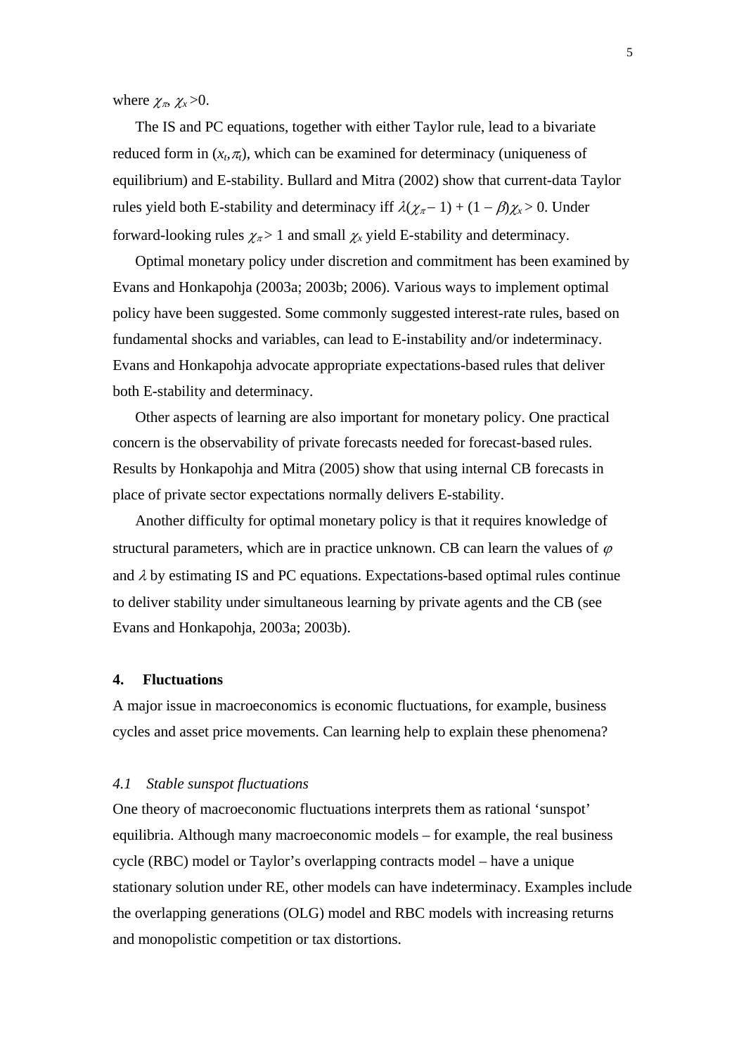where $\chi_\pi$, $\chi_x > 0$.

The IS and PC equations, together with either Taylor rule, lead to a bivariate reduced form in $(x_t, \pi_t)$, which can be examined for determinacy (uniqueness of equilibrium) and E-stability. Bullard and Mitra (2002) show that current-data Taylor rules yield both E-stability and determinacy iff $\lambda(\chi_\pi - 1) + (1 - \beta)\chi_x > 0$. Under forward-looking rules $\chi_\pi > 1$ and small $\chi_x$ yield E-stability and determinacy.

Optimal monetary policy under discretion and commitment has been examined by Evans and Honkapohja (2003a; 2003b; 2006). Various ways to implement optimal policy have been suggested. Some commonly suggested interest-rate rules, based on fundamental shocks and variables, can lead to E-instability and/or indeterminacy. Evans and Honkapohja advocate appropriate expectations-based rules that deliver both E-stability and determinacy.

Other aspects of learning are also important for monetary policy. One practical concern is the observability of private forecasts needed for forecast-based rules. Results by Honkapohja and Mitra (2005) show that using internal CB forecasts in place of private sector expectations normally delivers E-stability.

Another difficulty for optimal monetary policy is that it requires knowledge of structural parameters, which are in practice unknown. CB can learn the values of $\varphi$ and $\lambda$ by estimating IS and PC equations. Expectations-based optimal rules continue to deliver stability under simultaneous learning by private agents and the CB (see Evans and Honkapohja, 2003a; 2003b).

## 4. Fluctuations

A major issue in macroeconomics is economic fluctuations, for example, business cycles and asset price movements. Can learning help to explain these phenomena?

### *4.1 Stable sunspot fluctuations*

One theory of macroeconomic fluctuations interprets them as rational 'sunspot' equilibria. Although many macroeconomic models – for example, the real business cycle (RBC) model or Taylor's overlapping contracts model – have a unique stationary solution under RE, other models can have indeterminacy. Examples include the overlapping generations (OLG) model and RBC models with increasing returns and monopolistic competition or tax distortions.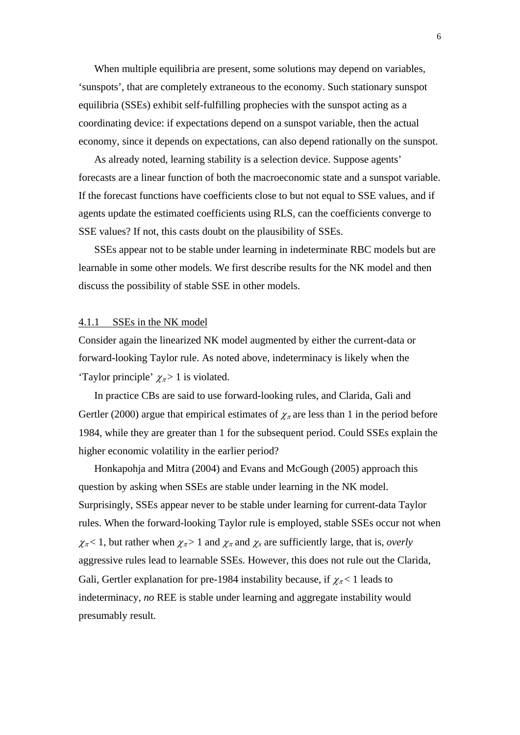When multiple equilibria are present, some solutions may depend on variables, ‘sunspots’, that are completely extraneous to the economy. Such stationary sunspot equilibria (SSEs) exhibit self-fulfilling prophecies with the sunspot acting as a coordinating device: if expectations depend on a sunspot variable, then the actual economy, since it depends on expectations, can also depend rationally on the sunspot.

As already noted, learning stability is a selection device. Suppose agents’ forecasts are a linear function of both the macroeconomic state and a sunspot variable. If the forecast functions have coefficients close to but not equal to SSE values, and if agents update the estimated coefficients using RLS, can the coefficients converge to SSE values? If not, this casts doubt on the plausibility of SSEs.

SSEs appear not to be stable under learning in indeterminate RBC models but are learnable in some other models. We first describe results for the NK model and then discuss the possibility of stable SSE in other models.

#### 4.1.1 SSEs in the NK model

Consider again the linearized NK model augmented by either the current-data or forward-looking Taylor rule. As noted above, indeterminacy is likely when the ‘Taylor principle’ $\chi_\pi > 1$ is violated.

In practice CBs are said to use forward-looking rules, and Clarida, Gali and Gertler (2000) argue that empirical estimates of $\chi_\pi$ are less than 1 in the period before 1984, while they are greater than 1 for the subsequent period. Could SSEs explain the higher economic volatility in the earlier period?

Honkapohja and Mitra (2004) and Evans and McGough (2005) approach this question by asking when SSEs are stable under learning in the NK model. Surprisingly, SSEs appear never to be stable under learning for current-data Taylor rules. When the forward-looking Taylor rule is employed, stable SSEs occur not when $\chi_\pi < 1$, but rather when $\chi_\pi > 1$ and $\chi_\pi$ and $\chi_x$ are sufficiently large, that is, *overly* aggressive rules lead to learnable SSEs. However, this does not rule out the Clarida, Gali, Gertler explanation for pre-1984 instability because, if $\chi_\pi < 1$ leads to indeterminacy, *no* REE is stable under learning and aggregate instability would presumably result.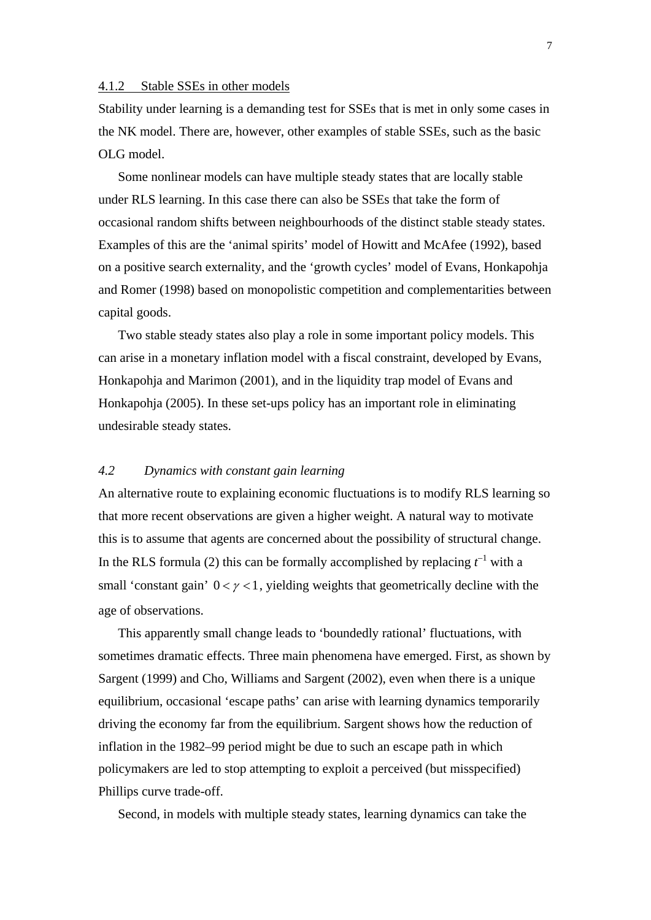#### 4.1.2 Stable SSEs in other models

Stability under learning is a demanding test for SSEs that is met in only some cases in the NK model. There are, however, other examples of stable SSEs, such as the basic OLG model.

Some nonlinear models can have multiple steady states that are locally stable under RLS learning. In this case there can also be SSEs that take the form of occasional random shifts between neighbourhoods of the distinct stable steady states. Examples of this are the 'animal spirits' model of Howitt and McAfee (1992), based on a positive search externality, and the 'growth cycles' model of Evans, Honkapohja and Romer (1998) based on monopolistic competition and complementarities between capital goods.

Two stable steady states also play a role in some important policy models. This can arise in a monetary inflation model with a fiscal constraint, developed by Evans, Honkapohja and Marimon (2001), and in the liquidity trap model of Evans and Honkapohja (2005). In these set-ups policy has an important role in eliminating undesirable steady states.

### *4.2 Dynamics with constant gain learning*

An alternative route to explaining economic fluctuations is to modify RLS learning so that more recent observations are given a higher weight. A natural way to motivate this is to assume that agents are concerned about the possibility of structural change. In the RLS formula (2) this can be formally accomplished by replacing $t^{-1}$ with a small 'constant gain' $0 < \gamma < 1$, yielding weights that geometrically decline with the age of observations.

This apparently small change leads to 'boundedly rational' fluctuations, with sometimes dramatic effects. Three main phenomena have emerged. First, as shown by Sargent (1999) and Cho, Williams and Sargent (2002), even when there is a unique equilibrium, occasional 'escape paths' can arise with learning dynamics temporarily driving the economy far from the equilibrium. Sargent shows how the reduction of inflation in the 1982–99 period might be due to such an escape path in which policymakers are led to stop attempting to exploit a perceived (but misspecified) Phillips curve trade-off.

Second, in models with multiple steady states, learning dynamics can take the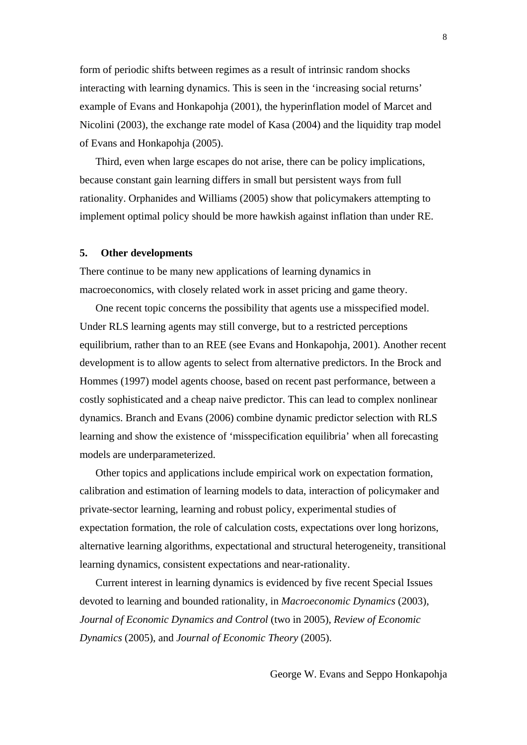form of periodic shifts between regimes as a result of intrinsic random shocks interacting with learning dynamics. This is seen in the 'increasing social returns' example of Evans and Honkapohja (2001), the hyperinflation model of Marcet and Nicolini (2003), the exchange rate model of Kasa (2004) and the liquidity trap model of Evans and Honkapohja (2005).

Third, even when large escapes do not arise, there can be policy implications, because constant gain learning differs in small but persistent ways from full rationality. Orphanides and Williams (2005) show that policymakers attempting to implement optimal policy should be more hawkish against inflation than under RE.

## 5. Other developments

There continue to be many new applications of learning dynamics in macroeconomics, with closely related work in asset pricing and game theory.

One recent topic concerns the possibility that agents use a misspecified model. Under RLS learning agents may still converge, but to a restricted perceptions equilibrium, rather than to an REE (see Evans and Honkapohja, 2001). Another recent development is to allow agents to select from alternative predictors. In the Brock and Hommes (1997) model agents choose, based on recent past performance, between a costly sophisticated and a cheap naive predictor. This can lead to complex nonlinear dynamics. Branch and Evans (2006) combine dynamic predictor selection with RLS learning and show the existence of 'misspecification equilibria' when all forecasting models are underparameterized.

Other topics and applications include empirical work on expectation formation, calibration and estimation of learning models to data, interaction of policymaker and private-sector learning, learning and robust policy, experimental studies of expectation formation, the role of calculation costs, expectations over long horizons, alternative learning algorithms, expectational and structural heterogeneity, transitional learning dynamics, consistent expectations and near-rationality.

Current interest in learning dynamics is evidenced by five recent Special Issues devoted to learning and bounded rationality, in *Macroeconomic Dynamics* (2003), *Journal of Economic Dynamics and Control* (two in 2005), *Review of Economic Dynamics* (2005), and *Journal of Economic Theory* (2005).

George W. Evans and Seppo Honkapohja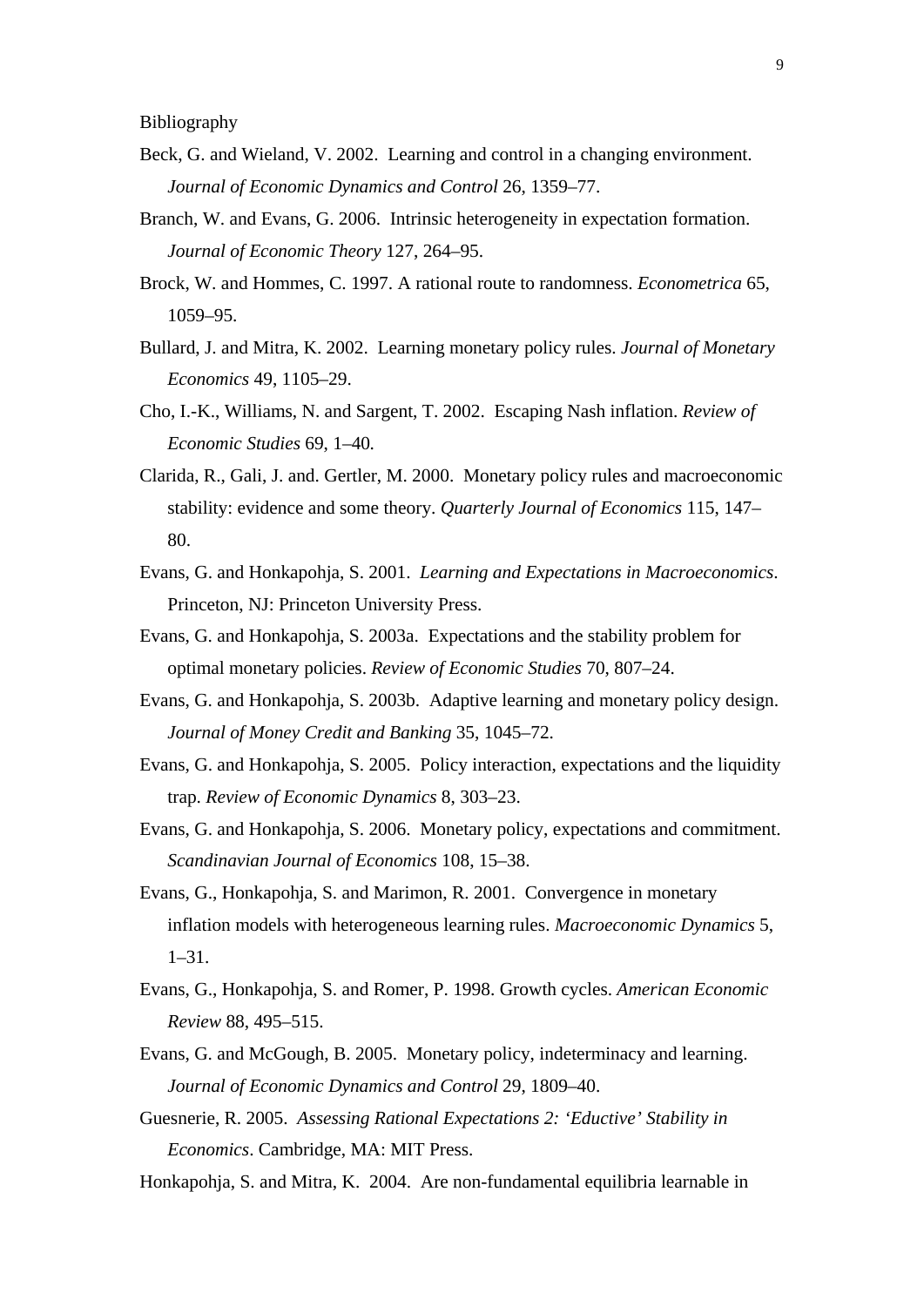Bibliography

Beck, G. and Wieland, V. 2002. Learning and control in a changing environment. *Journal of Economic Dynamics and Control* 26, 1359–77.

Branch, W. and Evans, G. 2006. Intrinsic heterogeneity in expectation formation. *Journal of Economic Theory* 127, 264–95.

Brock, W. and Hommes, C. 1997. A rational route to randomness. *Econometrica* 65, 1059–95.

Bullard, J. and Mitra, K. 2002. Learning monetary policy rules. *Journal of Monetary Economics* 49, 1105–29.

Cho, I.-K., Williams, N. and Sargent, T. 2002. Escaping Nash inflation. *Review of Economic Studies* 69, 1–40.

Clarida, R., Gali, J. and. Gertler, M. 2000. Monetary policy rules and macroeconomic stability: evidence and some theory. *Quarterly Journal of Economics* 115, 147–80.

Evans, G. and Honkapohja, S. 2001. *Learning and Expectations in Macroeconomics*. Princeton, NJ: Princeton University Press.

Evans, G. and Honkapohja, S. 2003a. Expectations and the stability problem for optimal monetary policies. *Review of Economic Studies* 70, 807–24.

Evans, G. and Honkapohja, S. 2003b. Adaptive learning and monetary policy design. *Journal of Money Credit and Banking* 35, 1045–72.

Evans, G. and Honkapohja, S. 2005. Policy interaction, expectations and the liquidity trap. *Review of Economic Dynamics* 8, 303–23.

Evans, G. and Honkapohja, S. 2006. Monetary policy, expectations and commitment. *Scandinavian Journal of Economics* 108, 15–38.

Evans, G., Honkapohja, S. and Marimon, R. 2001. Convergence in monetary inflation models with heterogeneous learning rules. *Macroeconomic Dynamics* 5, 1–31.

Evans, G., Honkapohja, S. and Romer, P. 1998. Growth cycles. *American Economic Review* 88, 495–515.

Evans, G. and McGough, B. 2005. Monetary policy, indeterminacy and learning. *Journal of Economic Dynamics and Control* 29, 1809–40.

Guesnerie, R. 2005. *Assessing Rational Expectations 2: 'Eductive' Stability in Economics*. Cambridge, MA: MIT Press.

Honkapohja, S. and Mitra, K. 2004. Are non-fundamental equilibria learnable in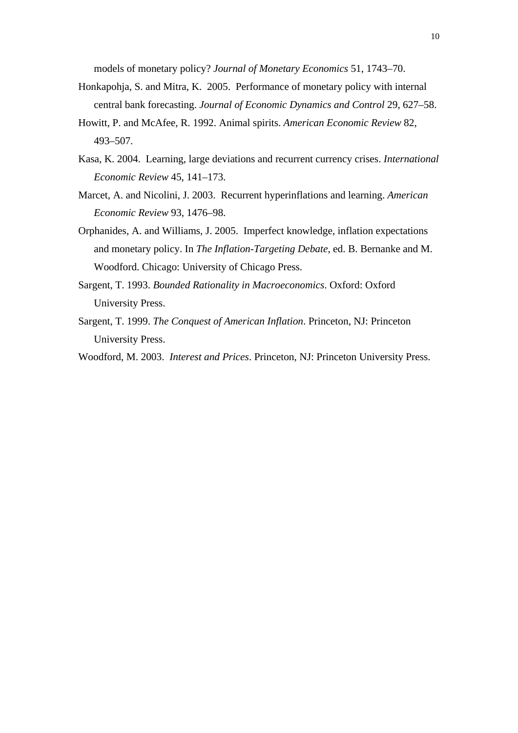models of monetary policy? *Journal of Monetary Economics* 51, 1743–70.

Honkapohja, S. and Mitra, K. 2005. Performance of monetary policy with internal central bank forecasting. *Journal of Economic Dynamics and Control* 29, 627–58.

Howitt, P. and McAfee, R. 1992. Animal spirits. *American Economic Review* 82, 493–507.

Kasa, K. 2004. Learning, large deviations and recurrent currency crises. *International Economic Review* 45, 141–173.

Marcet, A. and Nicolini, J. 2003. Recurrent hyperinflations and learning. *American Economic Review* 93, 1476–98.

Orphanides, A. and Williams, J. 2005. Imperfect knowledge, inflation expectations and monetary policy. In *The Inflation-Targeting Debate*, ed. B. Bernanke and M. Woodford. Chicago: University of Chicago Press.

Sargent, T. 1993. *Bounded Rationality in Macroeconomics*. Oxford: Oxford University Press.

Sargent, T. 1999. *The Conquest of American Inflation*. Princeton, NJ: Princeton University Press.

Woodford, M. 2003. *Interest and Prices*. Princeton, NJ: Princeton University Press.